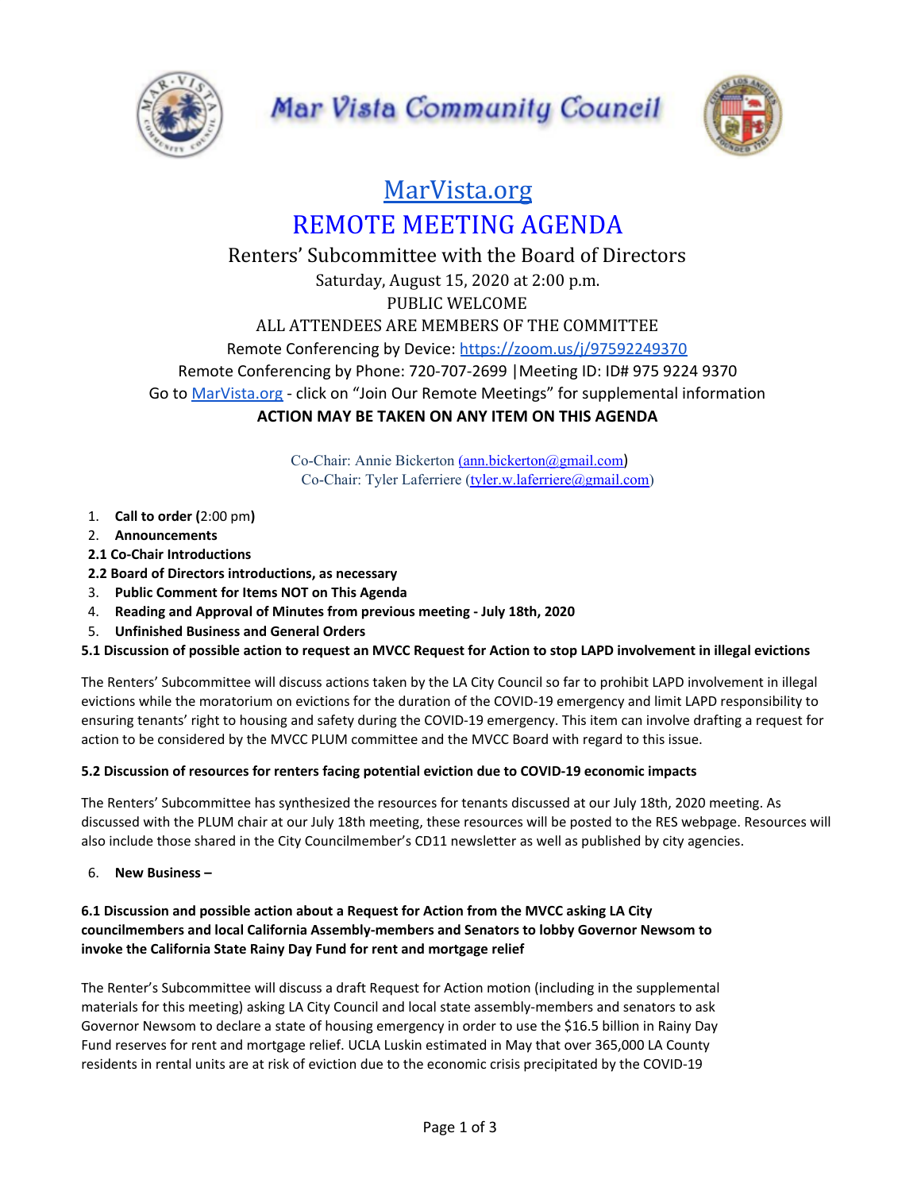# Mar Vista Community Council

## [MarVista.org](https://MarVista.org)

## REMOTE MEETING AGENDA

### Renters' Subcommittee with the Board of Directors

Saturday, August 15, 2020 at 2:00 p.m.

PUBLIC WELCOME

ALL ATTENDEES ARE MEMBERS OF THE COMMITTEE

Remote Conferencing by Device: https://zoom.us/j/97592249370

Remote Conferencing by Phone: 720-707-2699 |Meeting ID: ID# 975 9224 9370

Go to MarVista.org - click on "Join Our Remote Meetings" for supplemental information

**ACTION MAY BE TAKEN ON ANY ITEM ON THIS AGENDA**

Co-Chair: Annie Bickerton (ann.bickerton@gmail.com)

Co-Chair: Tyler Laferriere (tyler.w.laferriere@gmail.com)

1. **Call to order (**2:00 pm**)**
2. **Announcements**

**2.1 Co-Chair Introductions**

**2.2 Board of Directors introductions, as necessary**

3. **Public Comment for Items NOT on This Agenda**
4. **Reading and Approval of Minutes from previous meeting - July 18th, 2020**
5. **Unfinished Business and General Orders**

**5.1 Discussion of possible action to request an MVCC Request for Action to stop LAPD involvement in illegal evictions**

The Renters' Subcommittee will discuss actions taken by the LA City Council so far to prohibit LAPD involvement in illegal evictions while the moratorium on evictions for the duration of the COVID-19 emergency and limit LAPD responsibility to ensuring tenants' right to housing and safety during the COVID-19 emergency. This item can involve drafting a request for action to be considered by the MVCC PLUM committee and the MVCC Board with regard to this issue.

**5.2 Discussion of resources for renters facing potential eviction due to COVID-19 economic impacts**

The Renters' Subcommittee has synthesized the resources for tenants discussed at our July 18th, 2020 meeting. As discussed with the PLUM chair at our July 18th meeting, these resources will be posted to the RES webpage. Resources will also include those shared in the City Councilmember's CD11 newsletter as well as published by city agencies.

6. **New Business –**

**6.1 Discussion and possible action about a Request for Action from the MVCC asking LA City councilmembers and local California Assembly-members and Senators to lobby Governor Newsom to invoke the California State Rainy Day Fund for rent and mortgage relief**

The Renter's Subcommittee will discuss a draft Request for Action motion (including in the supplemental materials for this meeting) asking LA City Council and local state assembly-members and senators to ask Governor Newsom to declare a state of housing emergency in order to use the $16.5 billion in Rainy Day Fund reserves for rent and mortgage relief. UCLA Luskin estimated in May that over 365,000 LA County residents in rental units are at risk of eviction due to the economic crisis precipitated by the COVID-19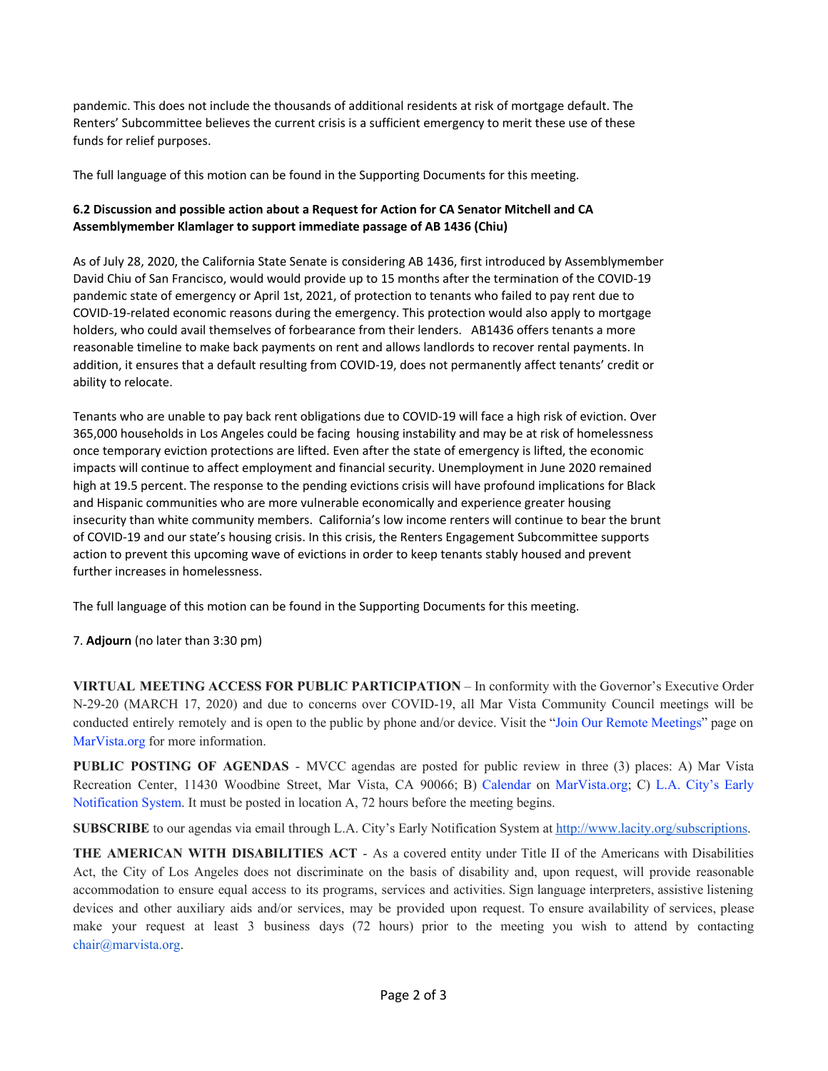pandemic. This does not include the thousands of additional residents at risk of mortgage default. The Renters' Subcommittee believes the current crisis is a sufficient emergency to merit these use of these funds for relief purposes.

The full language of this motion can be found in the Supporting Documents for this meeting.

**6.2 Discussion and possible action about a Request for Action for CA Senator Mitchell and CA Assemblymember Klamlager to support immediate passage of AB 1436 (Chiu)**

As of July 28, 2020, the California State Senate is considering AB 1436, first introduced by Assemblymember David Chiu of San Francisco, would would provide up to 15 months after the termination of the COVID-19 pandemic state of emergency or April 1st, 2021, of protection to tenants who failed to pay rent due to COVID-19-related economic reasons during the emergency. This protection would also apply to mortgage holders, who could avail themselves of forbearance from their lenders. AB1436 offers tenants a more reasonable timeline to make back payments on rent and allows landlords to recover rental payments. In addition, it ensures that a default resulting from COVID-19, does not permanently affect tenants' credit or ability to relocate.

Tenants who are unable to pay back rent obligations due to COVID-19 will face a high risk of eviction. Over 365,000 households in Los Angeles could be facing housing instability and may be at risk of homelessness once temporary eviction protections are lifted. Even after the state of emergency is lifted, the economic impacts will continue to affect employment and financial security. Unemployment in June 2020 remained high at 19.5 percent. The response to the pending evictions crisis will have profound implications for Black and Hispanic communities who are more vulnerable economically and experience greater housing insecurity than white community members. California's low income renters will continue to bear the brunt of COVID-19 and our state's housing crisis. In this crisis, the Renters Engagement Subcommittee supports action to prevent this upcoming wave of evictions in order to keep tenants stably housed and prevent further increases in homelessness.

The full language of this motion can be found in the Supporting Documents for this meeting.

7. **Adjourn** (no later than 3:30 pm)

**VIRTUAL MEETING ACCESS FOR PUBLIC PARTICIPATION** – In conformity with the Governor's Executive Order N-29-20 (MARCH 17, 2020) and due to concerns over COVID-19, all Mar Vista Community Council meetings will be conducted entirely remotely and is open to the public by phone and/or device. Visit the "Join Our Remote Meetings" page on MarVista.org for more information.

**PUBLIC POSTING OF AGENDAS** - MVCC agendas are posted for public review in three (3) places: A) Mar Vista Recreation Center, 11430 Woodbine Street, Mar Vista, CA 90066; B) Calendar on MarVista.org; C) L.A. City's Early Notification System. It must be posted in location A, 72 hours before the meeting begins.

**SUBSCRIBE** to our agendas via email through L.A. City's Early Notification System at http://www.lacity.org/subscriptions.

**THE AMERICAN WITH DISABILITIES ACT** - As a covered entity under Title II of the Americans with Disabilities Act, the City of Los Angeles does not discriminate on the basis of disability and, upon request, will provide reasonable accommodation to ensure equal access to its programs, services and activities. Sign language interpreters, assistive listening devices and other auxiliary aids and/or services, may be provided upon request. To ensure availability of services, please make your request at least 3 business days (72 hours) prior to the meeting you wish to attend by contacting chair@marvista.org.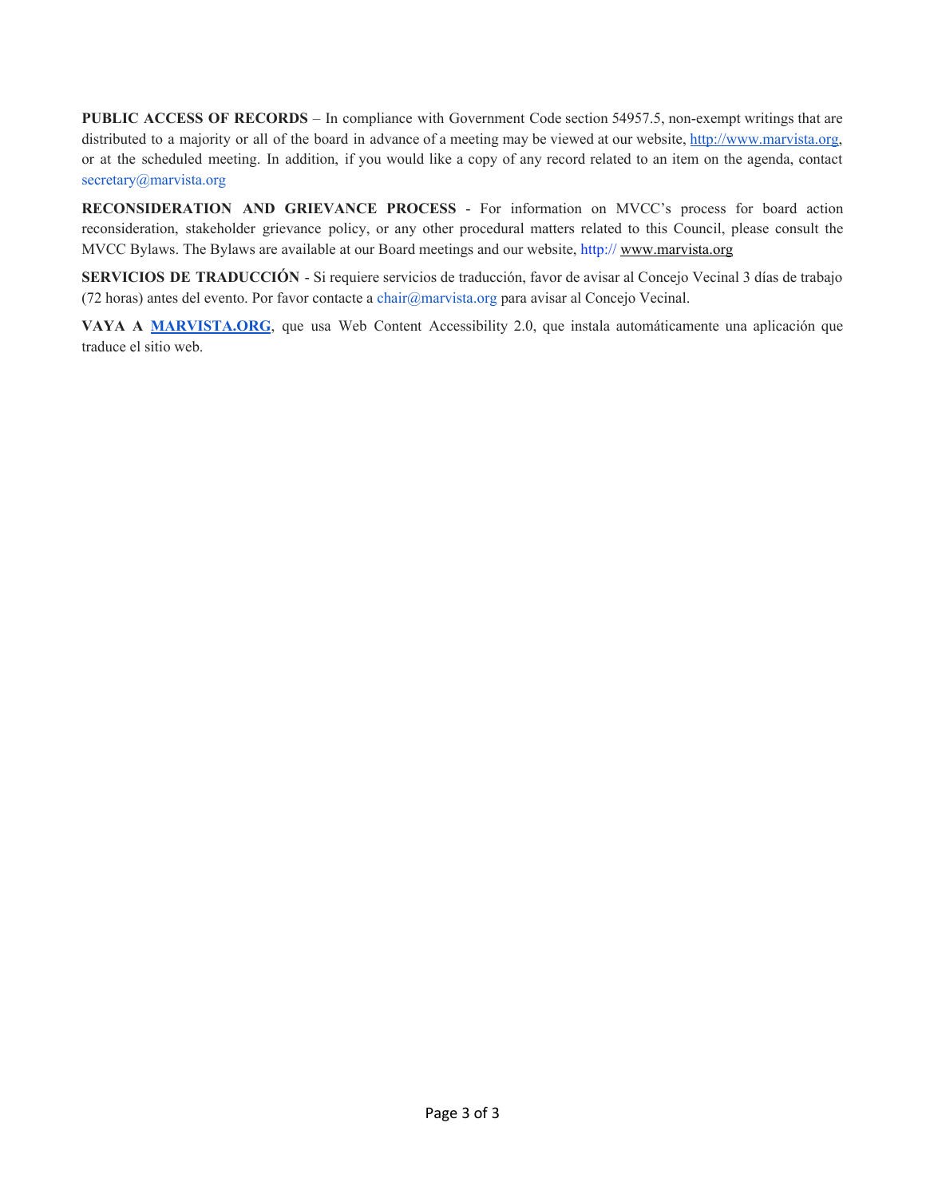**PUBLIC ACCESS OF RECORDS** – In compliance with Government Code section 54957.5, non-exempt writings that are distributed to a majority or all of the board in advance of a meeting may be viewed at our website, http://www.marvista.org, or at the scheduled meeting. In addition, if you would like a copy of any record related to an item on the agenda, contact secretary@marvista.org

**RECONSIDERATION AND GRIEVANCE PROCESS** - For information on MVCC's process for board action reconsideration, stakeholder grievance policy, or any other procedural matters related to this Council, please consult the MVCC Bylaws. The Bylaws are available at our Board meetings and our website, http:// www.marvista.org

**SERVICIOS DE TRADUCCIÓN** - Si requiere servicios de traducción, favor de avisar al Concejo Vecinal 3 días de trabajo (72 horas) antes del evento. Por favor contacte a chair@marvista.org para avisar al Concejo Vecinal.

**VAYA A MARVISTA.ORG**, que usa Web Content Accessibility 2.0, que instala automáticamente una aplicación que traduce el sitio web.